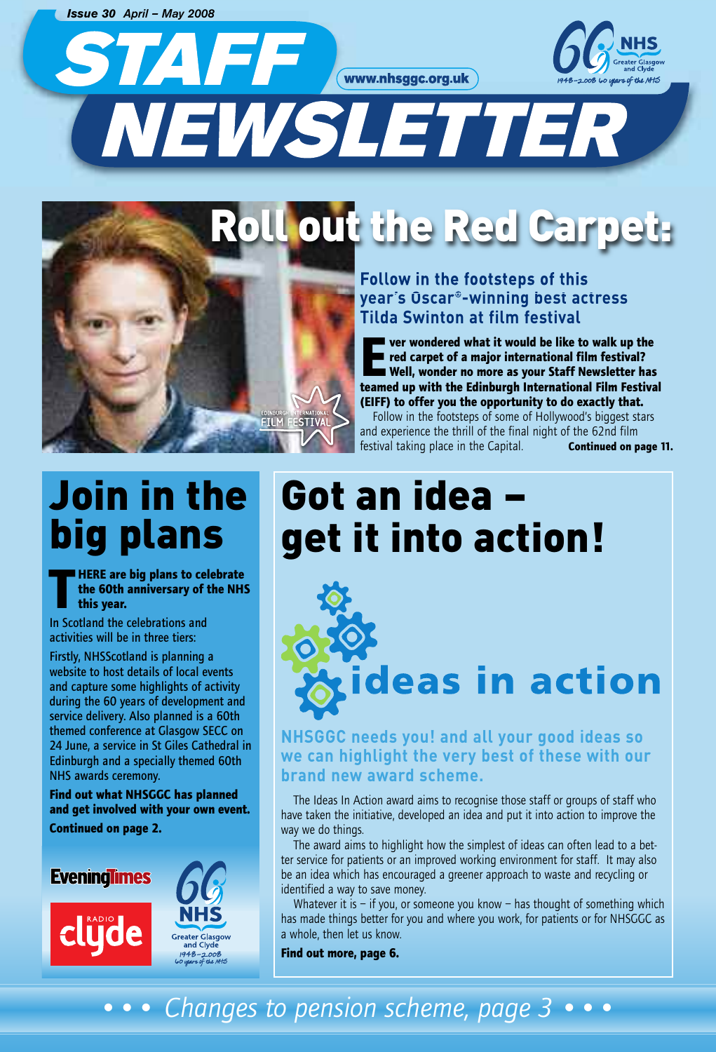Issue 30 April – May 2008

# STAFF NEWSLETTER

www.nhsggc.org.uk

NHS Greater Glasgow and Clyde 1948–2008 60 years of the NHS

## Roll out the Red Carpet:

### Follow in the footsteps of this year's Oscar®-winning best actress Tilda Swinton at film festival

EDINBURGH INTERNATIONAL FILM FESTIVAL

**Ever wondered what it would be like to walk up the red carpet of a major international film festival? Well, wonder no more as your Staff Newsletter has teamed up with the Edinburgh International Film Festival (EIFF) to offer you the opportunity to do exactly that.**

Follow in the footsteps of some of Hollywood's biggest stars and experience the thrill of the final night of the 62nd film festival taking place in the Capital. **Continued on page 11.**

## Join in the big plans

**THERE are big plans to celebrate the 60th anniversary of the NHS this year.**

In Scotland the celebrations and activities will be in three tiers:

Firstly, NHSScotland is planning a website to host details of local events and capture some highlights of activity during the 60 years of development and service delivery. Also planned is a 60th themed conference at Glasgow SECC on 24 June, a service in St Giles Cathedral in Edinburgh and a specially themed 60th NHS awards ceremony.

**Find out what NHSGGC has planned and get involved with your own event.**

**Continued on page 2.**

Evening Times

Radio Clyde

NHS Greater Glasgow and Clyde 1948–2008 60 years of the NHS

## Got an idea – get it into action!

ideas in action

### NHSGGC needs you! and all your good ideas so we can highlight the very best of these with our brand new award scheme.

The Ideas In Action award aims to recognise those staff or groups of staff who have taken the initiative, developed an idea and put it into action to improve the way we do things.

The award aims to highlight how the simplest of ideas can often lead to a better service for patients or an improved working environment for staff. It may also be an idea which has encouraged a greener approach to waste and recycling or identified a way to save money.

Whatever it is – if you, or someone you know – has thought of something which has made things better for you and where you work, for patients or for NHSGGC as a whole, then let us know.

**Find out more, page 6.**

*• • • Changes to pension scheme, page 3 • • •*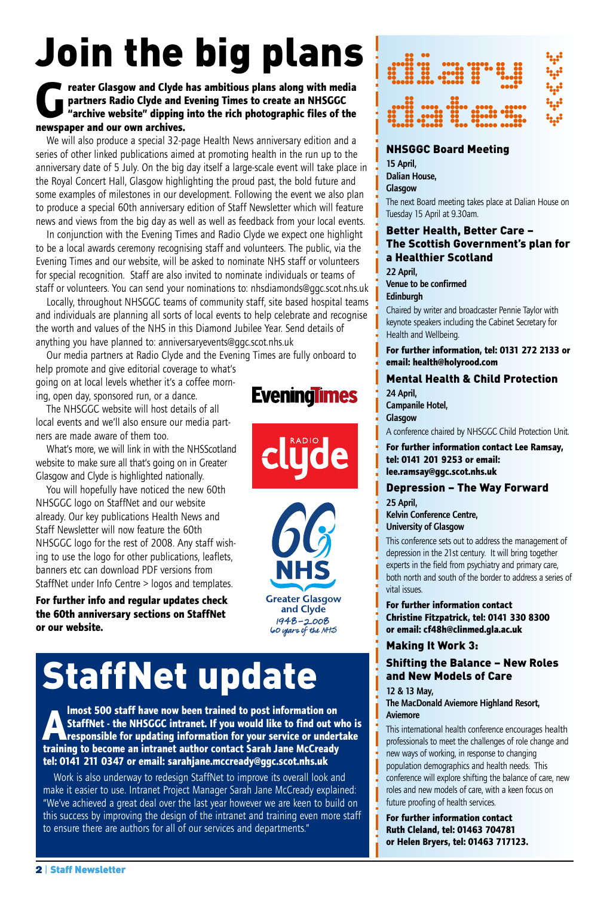# Join the big plans

**Greater Glasgow and Clyde has ambitious plans along with media partners Radio Clyde and Evening Times to create an NHSGGC "archive website" dipping into the rich photographic files of the newspaper and our own archives.**

We will also produce a special 32-page Health News anniversary edition and a series of other linked publications aimed at promoting health in the run up to the anniversary date of 5 July. On the big day itself a large-scale event will take place in the Royal Concert Hall, Glasgow highlighting the proud past, the bold future and some examples of milestones in our development. Following the event we also plan to produce a special 60th anniversary edition of Staff Newsletter which will feature news and views from the big day as well as well as feedback from your local events.

In conjunction with the Evening Times and Radio Clyde we expect one highlight to be a local awards ceremony recognising staff and volunteers. The public, via the Evening Times and our website, will be asked to nominate NHS staff or volunteers for special recognition. Staff are also invited to nominate individuals or teams of staff or volunteers. You can send your nominations to: nhsdiamonds@ggc.scot.nhs.uk

Locally, throughout NHSGGC teams of community staff, site based hospital teams and individuals are planning all sorts of local events to help celebrate and recognise the worth and values of the NHS in this Diamond Jubilee Year. Send details of anything you have planned to: anniversaryevents@ggc.scot.nhs.uk

Our media partners at Radio Clyde and the Evening Times are fully onboard to help promote and give editorial coverage to what's going on at local levels whether it's a coffee morning, open day, sponsored run, or a dance.

The NHSGGC website will host details of all local events and we'll also ensure our media partners are made aware of them too.

What's more, we will link in with the NHSScotland website to make sure all that's going on in Greater Glasgow and Clyde is highlighted nationally.

You will hopefully have noticed the new 60th NHSGGC logo on StaffNet and our website already. Our key publications Health News and Staff Newsletter will now feature the 60th NHSGGC logo for the rest of 2008. Any staff wishing to use the logo for other publications, leaflets, banners etc can download PDF versions from StaffNet under Info Centre > logos and templates.

**For further info and regular updates check the 60th anniversary sections on StaffNet or our website.**

Evening Times

Radio Clyde

60 NHS Greater Glasgow and Clyde 1948–2008 60 years of the NHS

# StaffNet update

**Almost 500 staff have now been trained to post information on StaffNet - the NHSGGC intranet. If you would like to find out who is responsible for updating information for your service or undertake training to become an intranet author contact Sarah Jane McCready tel: 0141 211 0347 or email: sarahjane.mccready@ggc.scot.nhs.uk**

Work is also underway to redesign StaffNet to improve its overall look and make it easier to use. Intranet Project Manager Sarah Jane McCready explained: "We've achieved a great deal over the last year however we are keen to build on this success by improving the design of the intranet and training even more staff to ensure there are authors for all of our services and departments."

# diary dates

### NHSGGC Board Meeting

**15 April,**
**Dalian House,**
**Glasgow**

The next Board meeting takes place at Dalian House on Tuesday 15 April at 9.30am.

### Better Health, Better Care – The Scottish Government's plan for a Healthier Scotland

**22 April,**
**Venue to be confirmed**
**Edinburgh**

Chaired by writer and broadcaster Pennie Taylor with keynote speakers including the Cabinet Secretary for Health and Wellbeing.

**For further information, tel: 0131 272 2133 or email: health@holyrood.com**

### Mental Health & Child Protection

**24 April,**
**Campanile Hotel,**
**Glasgow**

A conference chaired by NHSGGC Child Protection Unit.

**For further information contact Lee Ramsay, tel: 0141 201 9253 or email: lee.ramsay@ggc.scot.nhs.uk**

### Depression – The Way Forward

**25 April,**
**Kelvin Conference Centre,**
**University of Glasgow**

This conference sets out to address the management of depression in the 21st century. It will bring together experts in the field from psychiatry and primary care, both north and south of the border to address a series of vital issues.

**For further information contact Christine Fitzpatrick, tel: 0141 330 8300 or email: cf48h@clinmed.gla.ac.uk**

### Making It Work 3:

### Shifting the Balance – New Roles and New Models of Care

**12 & 13 May,**
**The MacDonald Aviemore Highland Resort,**
**Aviemore**

This international health conference encourages health professionals to meet the challenges of role change and new ways of working, in response to changing population demographics and health needs. This conference will explore shifting the balance of care, new roles and new models of care, with a keen focus on future proofing of health services.

**For further information contact Ruth Cleland, tel: 01463 704781 or Helen Bryers, tel: 01463 717123.**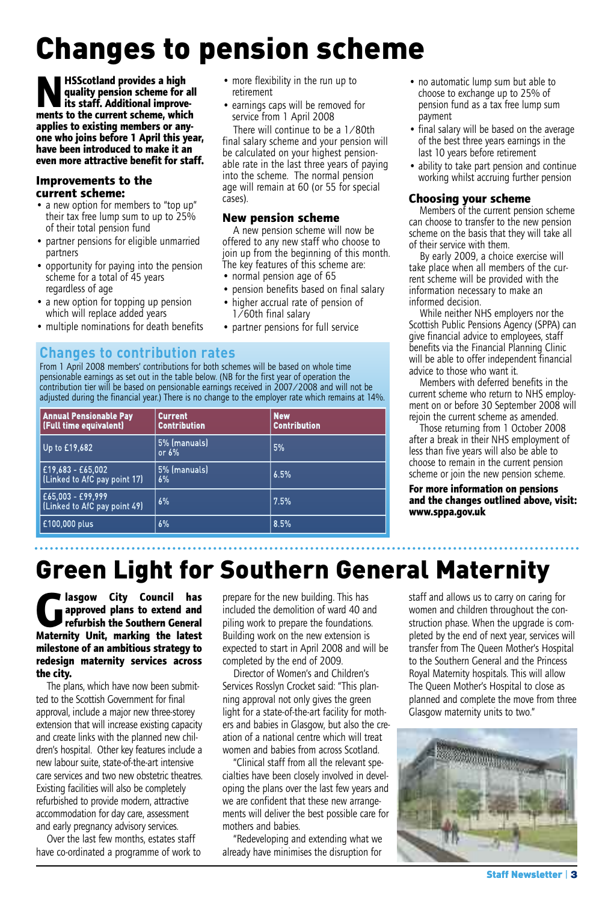# Changes to pension scheme

**NHSScotland provides a high quality pension scheme for all its staff. Additional improvements to the current scheme, which applies to existing members or anyone who joins before 1 April this year, have been introduced to make it an even more attractive benefit for staff.**

### Improvements to the current scheme:

- a new option for members to "top up" their tax free lump sum to up to 25% of their total pension fund
- partner pensions for eligible unmarried partners
- opportunity for paying into the pension scheme for a total of 45 years regardless of age
- a new option for topping up pension which will replace added years
- multiple nominations for death benefits
- more flexibility in the run up to retirement
- earnings caps will be removed for service from 1 April 2008

There will continue to be a 1/80th final salary scheme and your pension will be calculated on your highest pensionable rate in the last three years of paying into the scheme. The normal pension age will remain at 60 (or 55 for special cases).

### New pension scheme

A new pension scheme will now be offered to any new staff who choose to join up from the beginning of this month. The key features of this scheme are:

- normal pension age of 65
- pension benefits based on final salary
- higher accrual rate of pension of 1/60th final salary
- partner pensions for full service
- no automatic lump sum but able to choose to exchange up to 25% of pension fund as a tax free lump sum payment
- final salary will be based on the average of the best three years earnings in the last 10 years before retirement
- ability to take part pension and continue working whilst accruing further pension

### Changes to contribution rates

From 1 April 2008 members' contributions for both schemes will be based on whole time pensionable earnings as set out in the table below. (NB for the first year of operation the contribution tier will be based on pensionable earnings received in 2007/2008 and will not be adjusted during the financial year.) There is no change to the employer rate which remains at 14%.

| Annual Pensionable Pay (Full time equivalent) | Current Contribution | New Contribution |
|---|---|---|
| Up to £19,682 | 5% (manuals) or 6% | 5% |
| £19,683 - £65,002 (Linked to AfC pay point 17) | 5% (manuals) 6% | 6.5% |
| £65,003 - £99,999 (Linked to AfC pay point 49) | 6% | 7.5% |
| £100,000 plus | 6% | 8.5% |

### Choosing your scheme

Members of the current pension scheme can choose to transfer to the new pension scheme on the basis that they will take all of their service with them.

By early 2009, a choice exercise will take place when all members of the current scheme will be provided with the information necessary to make an informed decision.

While neither NHS employers nor the Scottish Public Pensions Agency (SPPA) can give financial advice to employees, staff benefits via the Financial Planning Clinic will be able to offer independent financial advice to those who want it.

Members with deferred benefits in the current scheme who return to NHS employment on or before 30 September 2008 will rejoin the current scheme as amended.

Those returning from 1 October 2008 after a break in their NHS employment of less than five years will also be able to choose to remain in the current pension scheme or join the new pension scheme.

**For more information on pensions and the changes outlined above, visit: www.sppa.gov.uk**

# Green Light for Southern General Maternity

**Glasgow City Council has approved plans to extend and refurbish the Southern General Maternity Unit, marking the latest milestone of an ambitious strategy to redesign maternity services across the city.**

The plans, which have now been submitted to the Scottish Government for final approval, include a major new three-storey extension that will increase existing capacity and create links with the planned new children's hospital. Other key features include a new labour suite, state-of-the-art intensive care services and two new obstetric theatres. Existing facilities will also be completely refurbished to provide modern, attractive accommodation for day care, assessment and early pregnancy advisory services.

Over the last few months, estates staff have co-ordinated a programme of work to prepare for the new building. This has included the demolition of ward 40 and piling work to prepare the foundations. Building work on the new extension is expected to start in April 2008 and will be completed by the end of 2009.

Director of Women's and Children's Services Rosslyn Crocket said: "This planning approval not only gives the green light for a state-of-the-art facility for mothers and babies in Glasgow, but also the creation of a national centre which will treat women and babies from across Scotland.

"Clinical staff from all the relevant specialties have been closely involved in developing the plans over the last few years and we are confident that these new arrangements will deliver the best possible care for mothers and babies.

"Redeveloping and extending what we already have minimises the disruption for staff and allows us to carry on caring for women and children throughout the construction phase. When the upgrade is completed by the end of next year, services will transfer from The Queen Mother's Hospital to the Southern General and the Princess Royal Maternity hospitals. This will allow The Queen Mother's Hospital to close as planned and complete the move from three Glasgow maternity units to two."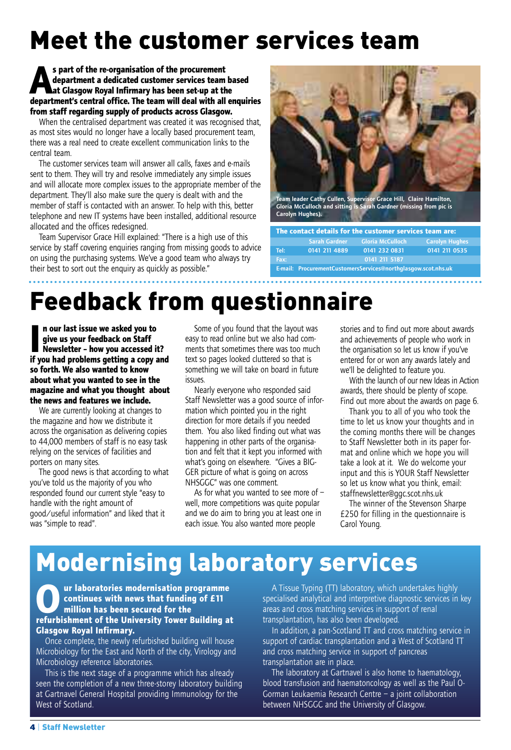# Meet the customer services team

**As part of the re-organisation of the procurement department a dedicated customer services team based at Glasgow Royal Infirmary has been set-up at the department's central office. The team will deal with all enquiries from staff regarding supply of products across Glasgow.**

When the centralised department was created it was recognised that, as most sites would no longer have a locally based procurement team, there was a real need to create excellent communication links to the central team.

The customer services team will answer all calls, faxes and e-mails sent to them. They will try and resolve immediately any simple issues and will allocate more complex issues to the appropriate member of the department. They'll also make sure the query is dealt with and the member of staff is contacted with an answer. To help with this, better telephone and new IT systems have been installed, additional resource allocated and the offices redesigned.

Team Supervisor Grace Hill explained: "There is a high use of this service by staff covering enquiries ranging from missing goods to advice on using the purchasing systems. We've a good team who always try their best to sort out the enquiry as quickly as possible."

Team leader Cathy Cullen, Supervisor Grace Hill, Claire Hamilton, Gloria McCulloch and sitting is Sarah Gardner (missing from pic is Carolyn Hughes).

**The contact details for the customer services team are:**

| | Sarah Gardner | Gloria McCulloch | Carolyn Hughes |
|---|---|---|---|
| Tel: | 0141 211 4889 | 0141 232 0831 | 0141 211 0535 |
| Fax: | | 0141 211 5187 | |
| E-mail: | ProcurementCustomersServices@northglasgow.scot.nhs.uk | | |

# Feedback from questionnaire

**In our last issue we asked you to give us your feedback on Staff Newsletter – how you accessed it? if you had problems getting a copy and so forth. We also wanted to know about what you wanted to see in the magazine and what you thought about the news and features we include.**

We are currently looking at changes to the magazine and how we distribute it across the organisation as delivering copies to 44,000 members of staff is no easy task relying on the services of facilities and porters on many sites.

The good news is that according to what you've told us the majority of you who responded found our current style "easy to handle with the right amount of good/useful information" and liked that it was "simple to read".

Some of you found that the layout was easy to read online but we also had comments that sometimes there was too much text so pages looked cluttered so that is something we will take on board in future issues.

Nearly everyone who responded said Staff Newsletter was a good source of information which pointed you in the right direction for more details if you needed them. You also liked finding out what was happening in other parts of the organisation and felt that it kept you informed with what's going on elsewhere. "Gives a BIGGER picture of what is going on across NHSGGC" was one comment.

As for what you wanted to see more of – well, more competitions was quite popular and we do aim to bring you at least one in each issue. You also wanted more people stories and to find out more about awards and achievements of people who work in the organisation so let us know if you've entered for or won any awards lately and we'll be delighted to feature you.

With the launch of our new Ideas in Action awards, there should be plenty of scope. Find out more about the awards on page 6.

Thank you to all of you who took the time to let us know your thoughts and in the coming months there will be changes to Staff Newsletter both in its paper format and online which we hope you will take a look at it. We do welcome your input and this is YOUR Staff Newsletter so let us know what you think, email: staffnewsletter@ggc.scot.nhs.uk

The winner of the Stevenson Sharpe £250 for filling in the questionnaire is Carol Young.

# Modernising laboratory services

**Our laboratories modernisation programme continues with news that funding of £11 million has been secured for the refurbishment of the University Tower Building at Glasgow Royal Infirmary.**

Once complete, the newly refurbished building will house Microbiology for the East and North of the city, Virology and Microbiology reference laboratories.

This is the next stage of a programme which has already seen the completion of a new three-storey laboratory building at Gartnavel General Hospital providing Immunology for the West of Scotland.

A Tissue Typing (TT) laboratory, which undertakes highly specialised analytical and interpretive diagnostic services in key areas and cross matching services in support of renal transplantation, has also been developed.

In addition, a pan-Scotland TT and cross matching service in support of cardiac transplantation and a West of Scotland TT and cross matching service in support of pancreas transplantation are in place.

The laboratory at Gartnavel is also home to haematology, blood transfusion and haematoncology as well as the Paul O-Gorman Leukaemia Research Centre – a joint collaboration between NHSGGC and the University of Glasgow.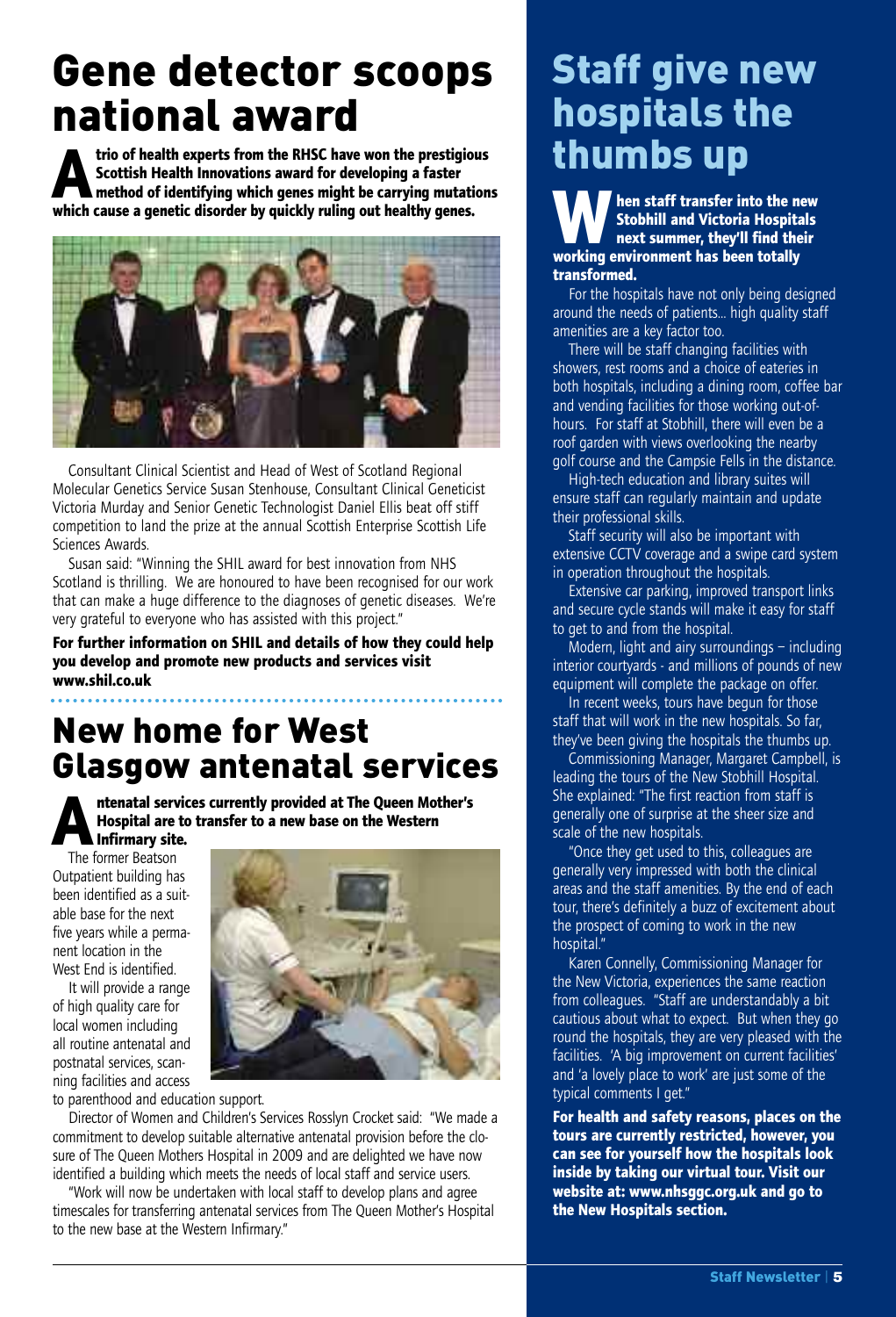# Gene detector scoops national award

**A trio of health experts from the RHSC have won the prestigious Scottish Health Innovations award for developing a faster method of identifying which genes might be carrying mutations which cause a genetic disorder by quickly ruling out healthy genes.**

Consultant Clinical Scientist and Head of West of Scotland Regional Molecular Genetics Service Susan Stenhouse, Consultant Clinical Geneticist Victoria Murday and Senior Genetic Technologist Daniel Ellis beat off stiff competition to land the prize at the annual Scottish Enterprise Scottish Life Sciences Awards.

Susan said: "Winning the SHIL award for best innovation from NHS Scotland is thrilling. We are honoured to have been recognised for our work that can make a huge difference to the diagnoses of genetic diseases. We're very grateful to everyone who has assisted with this project."

**For further information on SHIL and details of how they could help you develop and promote new products and services visit www.shil.co.uk**

# New home for West Glasgow antenatal services

**Antenatal services currently provided at The Queen Mother's Hospital are to transfer to a new base on the Western Infirmary site.**

The former Beatson Outpatient building has been identified as a suitable base for the next five years while a permanent location in the West End is identified.

It will provide a range of high quality care for local women including all routine antenatal and postnatal services, scanning facilities and access to parenthood and education support.

Director of Women and Children's Services Rosslyn Crocket said: "We made a commitment to develop suitable alternative antenatal provision before the closure of The Queen Mothers Hospital in 2009 and are delighted we have now identified a building which meets the needs of local staff and service users.

"Work will now be undertaken with local staff to develop plans and agree timescales for transferring antenatal services from The Queen Mother's Hospital to the new base at the Western Infirmary."

# Staff give new hospitals the thumbs up

**When staff transfer into the new Stobhill and Victoria Hospitals next summer, they'll find their working environment has been totally transformed.**

For the hospitals have not only being designed around the needs of patients... high quality staff amenities are a key factor too.

There will be staff changing facilities with showers, rest rooms and a choice of eateries in both hospitals, including a dining room, coffee bar and vending facilities for those working out-of-hours. For staff at Stobhill, there will even be a roof garden with views overlooking the nearby golf course and the Campsie Fells in the distance.

High-tech education and library suites will ensure staff can regularly maintain and update their professional skills.

Staff security will also be important with extensive CCTV coverage and a swipe card system in operation throughout the hospitals.

Extensive car parking, improved transport links and secure cycle stands will make it easy for staff to get to and from the hospital.

Modern, light and airy surroundings – including interior courtyards - and millions of pounds of new equipment will complete the package on offer.

In recent weeks, tours have begun for those staff that will work in the new hospitals. So far, they've been giving the hospitals the thumbs up.

Commissioning Manager, Margaret Campbell, is leading the tours of the New Stobhill Hospital. She explained: "The first reaction from staff is generally one of surprise at the sheer size and scale of the new hospitals.

"Once they get used to this, colleagues are generally very impressed with both the clinical areas and the staff amenities. By the end of each tour, there's definitely a buzz of excitement about the prospect of coming to work in the new hospital."

Karen Connelly, Commissioning Manager for the New Victoria, experiences the same reaction from colleagues. "Staff are understandably a bit cautious about what to expect. But when they go round the hospitals, they are very pleased with the facilities. 'A big improvement on current facilities' and 'a lovely place to work' are just some of the typical comments I get."

**For health and safety reasons, places on the tours are currently restricted, however, you can see for yourself how the hospitals look inside by taking our virtual tour. Visit our website at: www.nhsggc.org.uk and go to the New Hospitals section.**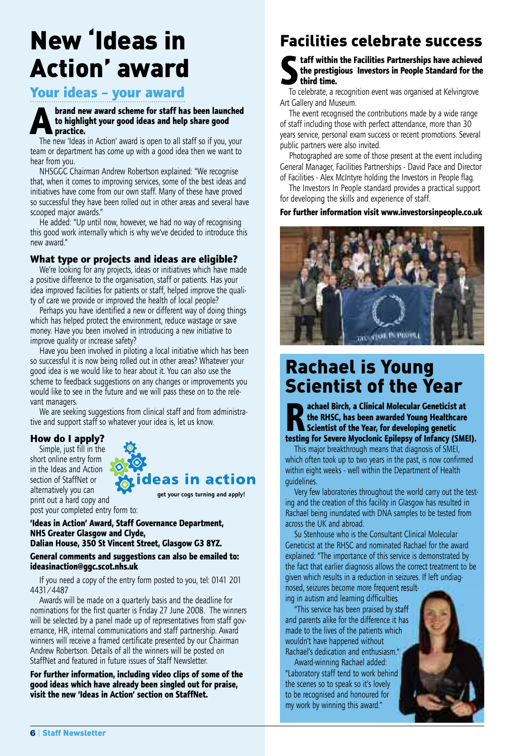# New 'Ideas in Action' award

## Your ideas – your award

**A brand new award scheme for staff has been launched to highlight your good ideas and help share good practice.**

The new 'Ideas in Action' award is open to all staff so if you, your team or department has come up with a good idea then we want to hear from you.

NHSGGC Chairman Andrew Robertson explained: "We recognise that, when it comes to improving services, some of the best ideas and initiatives have come from our own staff. Many of these have proved so successful they have been rolled out in other areas and several have scooped major awards."

He added: "Up until now, however, we had no way of recognising this good work internally which is why we've decided to introduce this new award."

### What type or projects and ideas are eligible?

We're looking for any projects, ideas or initiatives which have made a positive difference to the organisation, staff or patients. Has your idea improved facilities for patients or staff, helped improve the quality of care we provide or improved the health of local people?

Perhaps you have identified a new or different way of doing things which has helped protect the environment, reduce wastage or save money. Have you been involved in introducing a new initiative to improve quality or increase safety?

Have you been involved in piloting a local initiative which has been so successful it is now being rolled out in other areas? Whatever your good idea is we would like to hear about it. You can also use the scheme to feedback suggestions on any changes or improvements you would like to see in the future and we will pass these on to the relevant managers.

We are seeking suggestions from clinical staff and from administrative and support staff so whatever your idea is, let us know.

### How do I apply?

Simple, just fill in the short online entry form in the Ideas and Action section of StaffNet or alternatively you can print out a hard copy and post your completed entry form to:

ideas in action

get your cogs turning and apply!

**'Ideas in Action' Award, Staff Governance Department, NHS Greater Glasgow and Clyde, Dalian House, 350 St Vincent Street, Glasgow G3 8YZ.**

**General comments and suggestions can also be emailed to: ideasinaction@ggc.scot.nhs.uk**

If you need a copy of the entry form posted to you, tel: 0141 201 4431/4487

Awards will be made on a quarterly basis and the deadline for nominations for the first quarter is Friday 27 June 2008. The winners will be selected by a panel made up of representatives from staff governance, HR, internal communications and staff partnership. Award winners will receive a framed certificate presented by our Chairman Andrew Robertson. Details of all the winners will be posted on StaffNet and featured in future issues of Staff Newsletter.

**For further information, including video clips of some of the good ideas which have already been singled out for praise, visit the new 'Ideas in Action' section on StaffNet.**

# Facilities celebrate success

**Staff within the Facilities Partnerships have achieved the prestigious Investors in People Standard for the third time.**

To celebrate, a recognition event was organised at Kelvingrove Art Gallery and Museum.

The event recognised the contributions made by a wide range of staff including those with perfect attendance, more than 30 years service, personal exam success or recent promotions. Several public partners were also invited.

Photographed are some of those present at the event including General Manager, Facilities Partnerships - David Pace and Director of Facilities - Alex McIntyre holding the Investors in People flag.

The Investors In People standard provides a practical support for developing the skills and experience of staff.

**For further information visit www.investorsinpeople.co.uk**

# Rachael is Young Scientist of the Year

**Rachael Birch, a Clinical Molecular Geneticist at the RHSC, has been awarded Young Healthcare Scientist of the Year, for developing genetic testing for Severe Myoclonic Epilepsy of Infancy (SMEI).**

This major breakthrough means that diagnosis of SMEI, which often took up to two years in the past, is now confirmed within eight weeks - well within the Department of Health guidelines.

Very few laboratories throughout the world carry out the testing and the creation of this facility in Glasgow has resulted in Rachael being inundated with DNA samples to be tested from across the UK and abroad.

Su Stenhouse who is the Consultant Clinical Molecular Geneticist at the RHSC and nominated Rachael for the award explained: "The importance of this service is demonstrated by the fact that earlier diagnosis allows the correct treatment to be given which results in a reduction in seizures. If left undiagnosed, seizures become more frequent resulting in autism and learning difficulties.

"This service has been praised by staff and parents alike for the difference it has made to the lives of the patients which wouldn't have happened without Rachael's dedication and enthusiasm."

Award-winning Rachael added: "Laboratory staff tend to work behind the scenes so to speak so it's lovely to be recognised and honoured for my work by winning this award."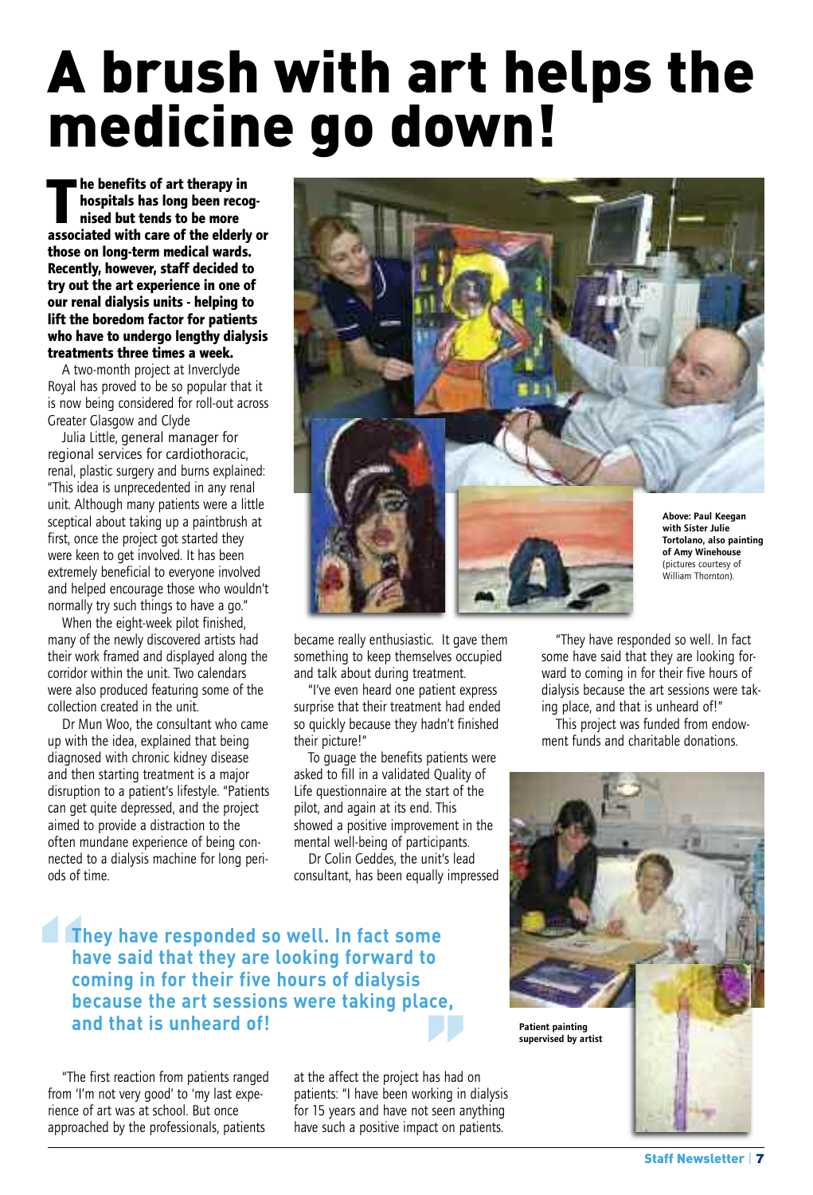# A brush with art helps the medicine go down!

**The benefits of art therapy in hospitals has long been recognised but tends to be more associated with care of the elderly or those on long-term medical wards. Recently, however, staff decided to try out the art experience in one of our renal dialysis units - helping to lift the boredom factor for patients who have to undergo lengthy dialysis treatments three times a week.**

A two-month project at Inverclyde Royal has proved to be so popular that it is now being considered for roll-out across Greater Glasgow and Clyde

Julia Little, general manager for regional services for cardiothoracic, renal, plastic surgery and burns explained: "This idea is unprecedented in any renal unit. Although many patients were a little sceptical about taking up a paintbrush at first, once the project got started they were keen to get involved. It has been extremely beneficial to everyone involved and helped encourage those who wouldn't normally try such things to have a go."

When the eight-week pilot finished, many of the newly discovered artists had their work framed and displayed along the corridor within the unit. Two calendars were also produced featuring some of the collection created in the unit.

Dr Mun Woo, the consultant who came up with the idea, explained that being diagnosed with chronic kidney disease and then starting treatment is a major disruption to a patient's lifestyle. "Patients can get quite depressed, and the project aimed to provide a distraction to the often mundane experience of being connected to a dialysis machine for long periods of time.

"The first reaction from patients ranged from 'I'm not very good' to 'my last experience of art was at school. But once approached by the professionals, patients became really enthusiastic. It gave them something to keep themselves occupied and talk about during treatment.

"I've even heard one patient express surprise that their treatment had ended so quickly because they hadn't finished their picture!"

To guage the benefits patients were asked to fill in a validated Quality of Life questionnaire at the start of the pilot, and again at its end. This showed a positive improvement in the mental well-being of participants.

Dr Colin Geddes, the unit's lead consultant, has been equally impressed at the affect the project has had on patients: "I have been working in dialysis for 15 years and have not seen anything have such a positive impact on patients.

"They have responded so well. In fact some have said that they are looking forward to coming in for their five hours of dialysis because the art sessions were taking place, and that is unheard of!"

This project was funded from endowment funds and charitable donations.

> **They have responded so well. In fact some have said that they are looking forward to coming in for their five hours of dialysis because the art sessions were taking place, and that is unheard of!**

**Above: Paul Keegan with Sister Julie Tortolano, also painting of Amy Winehouse** (pictures courtesy of William Thornton).

**Patient painting supervised by artist**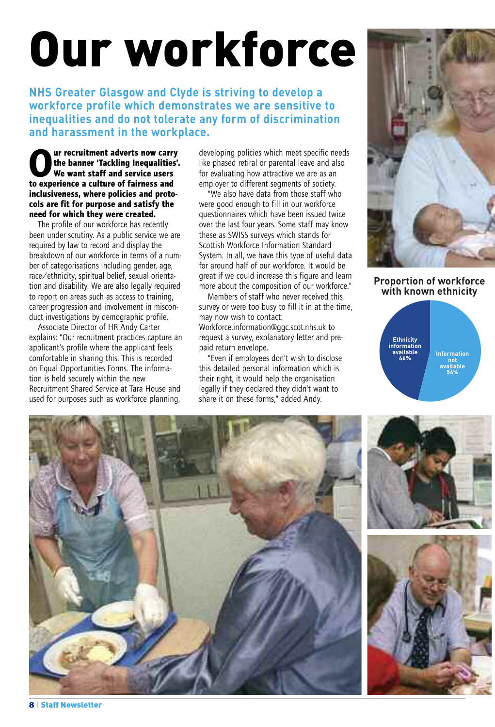# Our workforce

**NHS Greater Glasgow and Clyde is striving to develop a workforce profile which demonstrates we are sensitive to inequalities and do not tolerate any form of discrimination and harassment in the workplace.**

**Our recruitment adverts now carry the banner 'Tackling Inequalities'. We want staff and service users to experience a culture of fairness and inclusiveness, where policies and protocols are fit for purpose and satisfy the need for which they were created.**

The profile of our workforce has recently been under scrutiny. As a public service we are required by law to record and display the breakdown of our workforce in terms of a number of categorisations including gender, age, race/ethnicity, spiritual belief, sexual orientation and disability. We are also legally required to report on areas such as access to training, career progression and involvement in misconduct investigations by demographic profile.

Associate Director of HR Andy Carter explains: "Our recruitment practices capture an applicant's profile where the applicant feels comfortable in sharing this. This is recorded on Equal Opportunities Forms. The information is held securely within the new Recruitment Shared Service at Tara House and used for purposes such as workforce planning, developing policies which meet specific needs like phased retiral or parental leave and also for evaluating how attractive we are as an employer to different segments of society.

"We also have data from those staff who were good enough to fill in our workforce questionnaires which have been issued twice over the last four years. Some staff may know these as SWISS surveys which stands for Scottish Workforce Information Standard System. In all, we have this type of useful data for around half of our workforce. It would be great if we could increase this figure and learn more about the composition of our workforce."

Members of staff who never received this survey or were too busy to fill it in at the time, may now wish to contact: Workforce.information@ggc.scot.nhs.uk to request a survey, explanatory letter and pre-paid return envelope.

"Even if employees don't wish to disclose this detailed personal information which is their right, it would help the organisation legally if they declared they didn't want to share it on these forms," added Andy.

**Proportion of workforce with known ethnicity**

| Category | Percentage |
|---|---|
| Ethnicity information available | 46% |
| Information not available | 54% |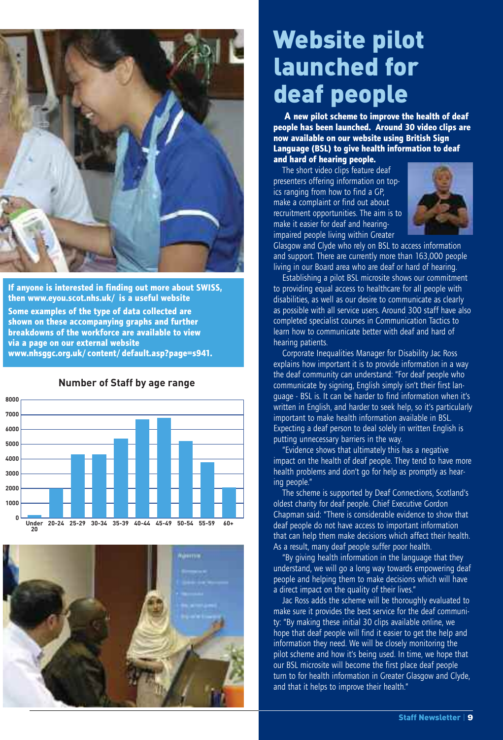If anyone is interested in finding out more about SWISS, then www.eyou.scot.nhs.uk/ is a useful website

Some examples of the type of data collected are shown on these accompanying graphs and further breakdowns of the workforce are available to view via a page on our external website www.nhsggc.org.uk/content/default.asp?page=s941.

**Number of Staff by age range**

# Website pilot launched for deaf people

**A new pilot scheme to improve the health of deaf people has been launched. Around 30 video clips are now available on our website using British Sign Language (BSL) to give health information to deaf and hard of hearing people.**

The short video clips feature deaf presenters offering information on topics ranging from how to find a GP, make a complaint or find out about recruitment opportunities. The aim is to make it easier for deaf and hearing-impaired people living within Greater Glasgow and Clyde who rely on BSL to access information and support. There are currently more than 163,000 people living in our Board area who are deaf or hard of hearing.

Establishing a pilot BSL microsite shows our commitment to providing equal access to healthcare for all people with disabilities, as well as our desire to communicate as clearly as possible with all service users. Around 300 staff have also completed specialist courses in Communication Tactics to learn how to communicate better with deaf and hard of hearing patients.

Corporate Inequalities Manager for Disability Jac Ross explains how important it is to provide information in a way the deaf community can understand: "For deaf people who communicate by signing, English simply isn't their first language - BSL is. It can be harder to find information when it's written in English, and harder to seek help, so it's particularly important to make health information available in BSL. Expecting a deaf person to deal solely in written English is putting unnecessary barriers in the way.

"Evidence shows that ultimately this has a negative impact on the health of deaf people. They tend to have more health problems and don't go for help as promptly as hearing people."

The scheme is supported by Deaf Connections, Scotland's oldest charity for deaf people. Chief Executive Gordon Chapman said: "There is considerable evidence to show that deaf people do not have access to important information that can help them make decisions which affect their health. As a result, many deaf people suffer poor health.

"By giving health information in the language that they understand, we will go a long way towards empowering deaf people and helping them to make decisions which will have a direct impact on the quality of their lives."

Jac Ross adds the scheme will be thoroughly evaluated to make sure it provides the best service for the deaf community: "By making these initial 30 clips available online, we hope that deaf people will find it easier to get the help and information they need. We will be closely monitoring the pilot scheme and how it's being used. In time, we hope that our BSL microsite will become the first place deaf people turn to for health information in Greater Glasgow and Clyde, and that it helps to improve their health."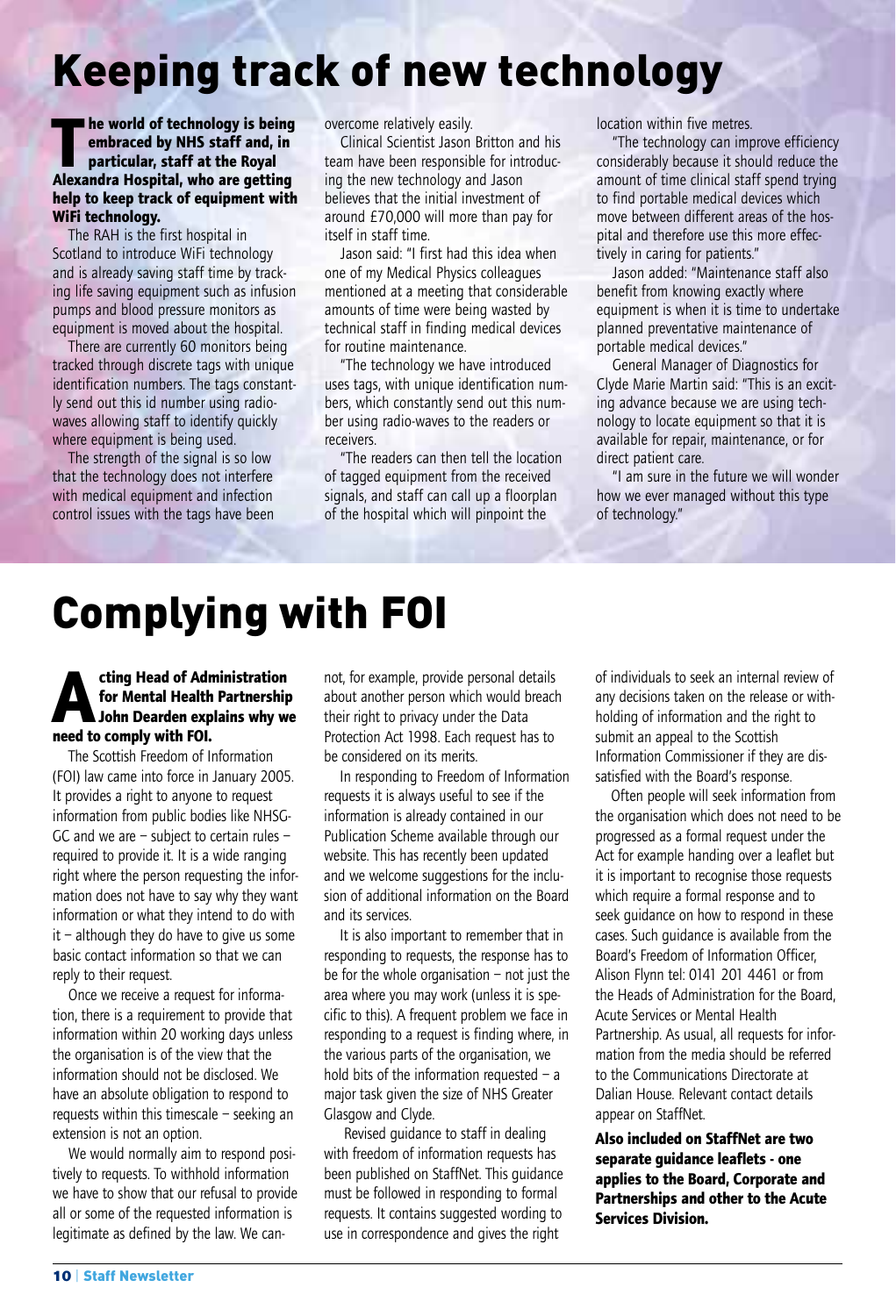# Keeping track of new technology

**The world of technology is being embraced by NHS staff and, in particular, staff at the Royal Alexandra Hospital, who are getting help to keep track of equipment with WiFi technology.**

The RAH is the first hospital in Scotland to introduce WiFi technology and is already saving staff time by tracking life saving equipment such as infusion pumps and blood pressure monitors as equipment is moved about the hospital.

There are currently 60 monitors being tracked through discrete tags with unique identification numbers. The tags constantly send out this id number using radiowaves allowing staff to identify quickly where equipment is being used.

The strength of the signal is so low that the technology does not interfere with medical equipment and infection control issues with the tags have been overcome relatively easily.

Clinical Scientist Jason Britton and his team have been responsible for introducing the new technology and Jason believes that the initial investment of around £70,000 will more than pay for itself in staff time.

Jason said: "I first had this idea when one of my Medical Physics colleagues mentioned at a meeting that considerable amounts of time were being wasted by technical staff in finding medical devices for routine maintenance.

"The technology we have introduced uses tags, with unique identification numbers, which constantly send out this number using radio-waves to the readers or receivers.

"The readers can then tell the location of tagged equipment from the received signals, and staff can call up a floorplan of the hospital which will pinpoint the location within five metres.

"The technology can improve efficiency considerably because it should reduce the amount of time clinical staff spend trying to find portable medical devices which move between different areas of the hospital and therefore use this more effectively in caring for patients."

Jason added: "Maintenance staff also benefit from knowing exactly where equipment is when it is time to undertake planned preventative maintenance of portable medical devices."

General Manager of Diagnostics for Clyde Marie Martin said: "This is an exciting advance because we are using technology to locate equipment so that it is available for repair, maintenance, or for direct patient care.

"I am sure in the future we will wonder how we ever managed without this type of technology."

# Complying with FOI

**Acting Head of Administration for Mental Health Partnership John Dearden explains why we need to comply with FOI.**

The Scottish Freedom of Information (FOI) law came into force in January 2005. It provides a right to anyone to request information from public bodies like NHSGGC and we are – subject to certain rules – required to provide it. It is a wide ranging right where the person requesting the information does not have to say why they want information or what they intend to do with it – although they do have to give us some basic contact information so that we can reply to their request.

Once we receive a request for information, there is a requirement to provide that information within 20 working days unless the organisation is of the view that the information should not be disclosed. We have an absolute obligation to respond to requests within this timescale – seeking an extension is not an option.

We would normally aim to respond positively to requests. To withhold information we have to show that our refusal to provide all or some of the requested information is legitimate as defined by the law. We cannot, for example, provide personal details about another person which would breach their right to privacy under the Data Protection Act 1998. Each request has to be considered on its merits.

In responding to Freedom of Information requests it is always useful to see if the information is already contained in our Publication Scheme available through our website. This has recently been updated and we welcome suggestions for the inclusion of additional information on the Board and its services.

It is also important to remember that in responding to requests, the response has to be for the whole organisation – not just the area where you may work (unless it is specific to this). A frequent problem we face in responding to a request is finding where, in the various parts of the organisation, we hold bits of the information requested – a major task given the size of NHS Greater Glasgow and Clyde.

Revised guidance to staff in dealing with freedom of information requests has been published on StaffNet. This guidance must be followed in responding to formal requests. It contains suggested wording to use in correspondence and gives the right of individuals to seek an internal review of any decisions taken on the release or withholding of information and the right to submit an appeal to the Scottish Information Commissioner if they are dissatisfied with the Board's response.

Often people will seek information from the organisation which does not need to be progressed as a formal request under the Act for example handing over a leaflet but it is important to recognise those requests which require a formal response and to seek guidance on how to respond in these cases. Such guidance is available from the Board's Freedom of Information Officer, Alison Flynn tel: 0141 201 4461 or from the Heads of Administration for the Board, Acute Services or Mental Health Partnership. As usual, all requests for information from the media should be referred to the Communications Directorate at Dalian House. Relevant contact details appear on StaffNet.

**Also included on StaffNet are two separate guidance leaflets - one applies to the Board, Corporate and Partnerships and other to the Acute Services Division.**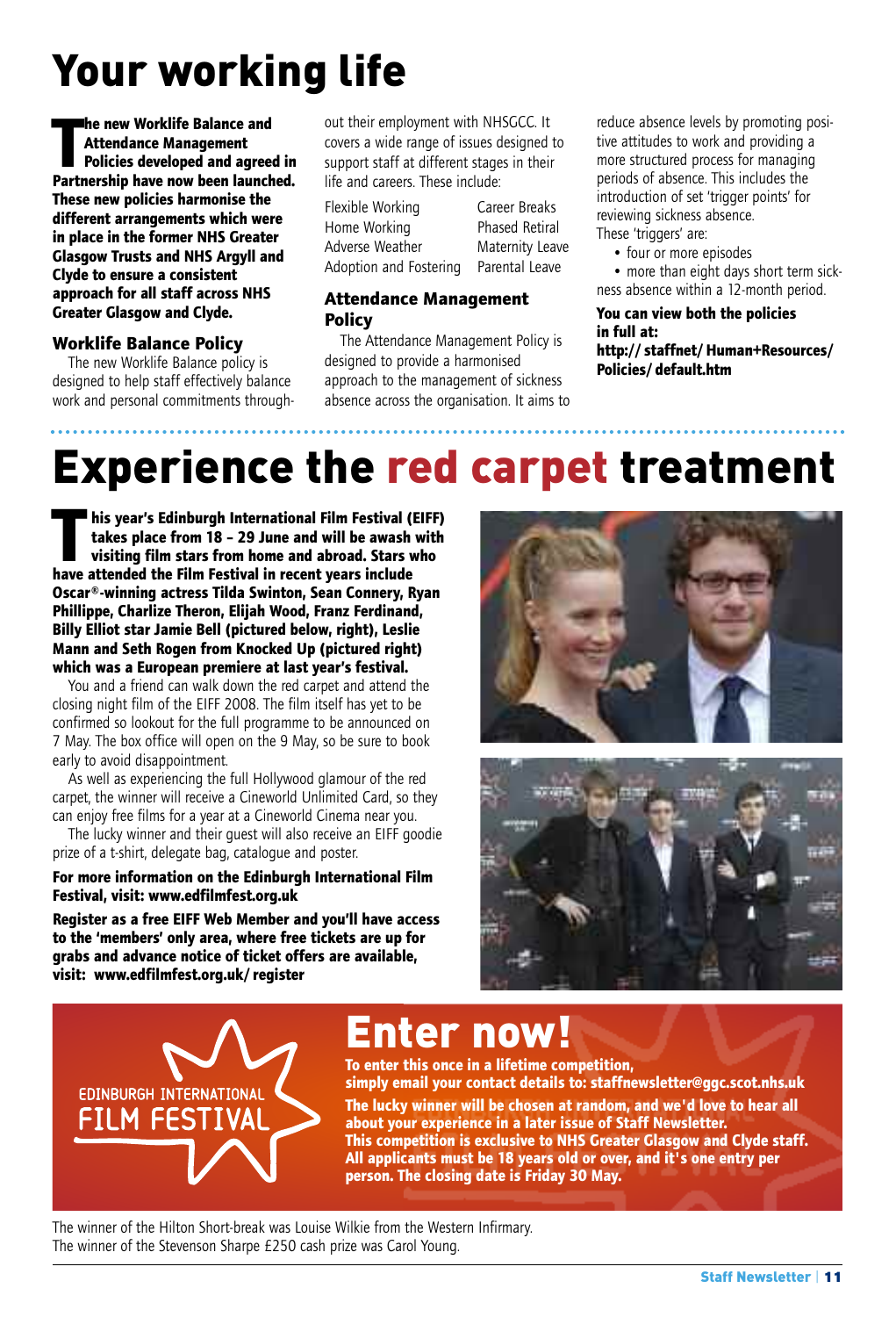# Your working life

**The new Worklife Balance and Attendance Management Policies developed and agreed in Partnership have now been launched. These new policies harmonise the different arrangements which were in place in the former NHS Greater Glasgow Trusts and NHS Argyll and Clyde to ensure a consistent approach for all staff across NHS Greater Glasgow and Clyde.**

### Worklife Balance Policy

The new Worklife Balance policy is designed to help staff effectively balance work and personal commitments throughout their employment with NHSGCC. It covers a wide range of issues designed to support staff at different stages in their life and careers. These include:

| | |
|---|---|
| Flexible Working | Career Breaks |
| Home Working | Phased Retiral |
| Adverse Weather | Maternity Leave |
| Adoption and Fostering | Parental Leave |

### Attendance Management Policy

The Attendance Management Policy is designed to provide a harmonised approach to the management of sickness absence across the organisation. It aims to reduce absence levels by promoting positive attitudes to work and providing a more structured process for managing periods of absence. This includes the introduction of set 'trigger points' for reviewing sickness absence.

These 'triggers' are:

- four or more episodes
- more than eight days short term sickness absence within a 12-month period.

**You can view both the policies in full at: http://staffnet/Human+Resources/Policies/default.htm**

# Experience the red carpet treatment

**This year's Edinburgh International Film Festival (EIFF) takes place from 18 – 29 June and will be awash with visiting film stars from home and abroad. Stars who have attended the Film Festival in recent years include Oscar®-winning actress Tilda Swinton, Sean Connery, Ryan Phillippe, Charlize Theron, Elijah Wood, Franz Ferdinand, Billy Elliot star Jamie Bell (pictured below, right), Leslie Mann and Seth Rogen from Knocked Up (pictured right) which was a European premiere at last year's festival.**

You and a friend can walk down the red carpet and attend the closing night film of the EIFF 2008. The film itself has yet to be confirmed so lookout for the full programme to be announced on 7 May. The box office will open on the 9 May, so be sure to book early to avoid disappointment.

As well as experiencing the full Hollywood glamour of the red carpet, the winner will receive a Cineworld Unlimited Card, so they can enjoy free films for a year at a Cineworld Cinema near you.

The lucky winner and their guest will also receive an EIFF goodie prize of a t-shirt, delegate bag, catalogue and poster.

**For more information on the Edinburgh International Film Festival, visit: www.edfilmfest.org.uk**

**Register as a free EIFF Web Member and you'll have access to the 'members' only area, where free tickets are up for grabs and advance notice of ticket offers are available, visit: www.edfilmfest.org.uk/register**

EDINBURGH INTERNATIONAL FILM FESTIVAL

## Enter now!

**To enter this once in a lifetime competition, simply email your contact details to: staffnewsletter@ggc.scot.nhs.uk**

**The lucky winner will be chosen at random, and we'd love to hear all about your experience in a later issue of Staff Newsletter. This competition is exclusive to NHS Greater Glasgow and Clyde staff. All applicants must be 18 years old or over, and it's one entry per person. The closing date is Friday 30 May.**

The winner of the Hilton Short-break was Louise Wilkie from the Western Infirmary.
The winner of the Stevenson Sharpe £250 cash prize was Carol Young.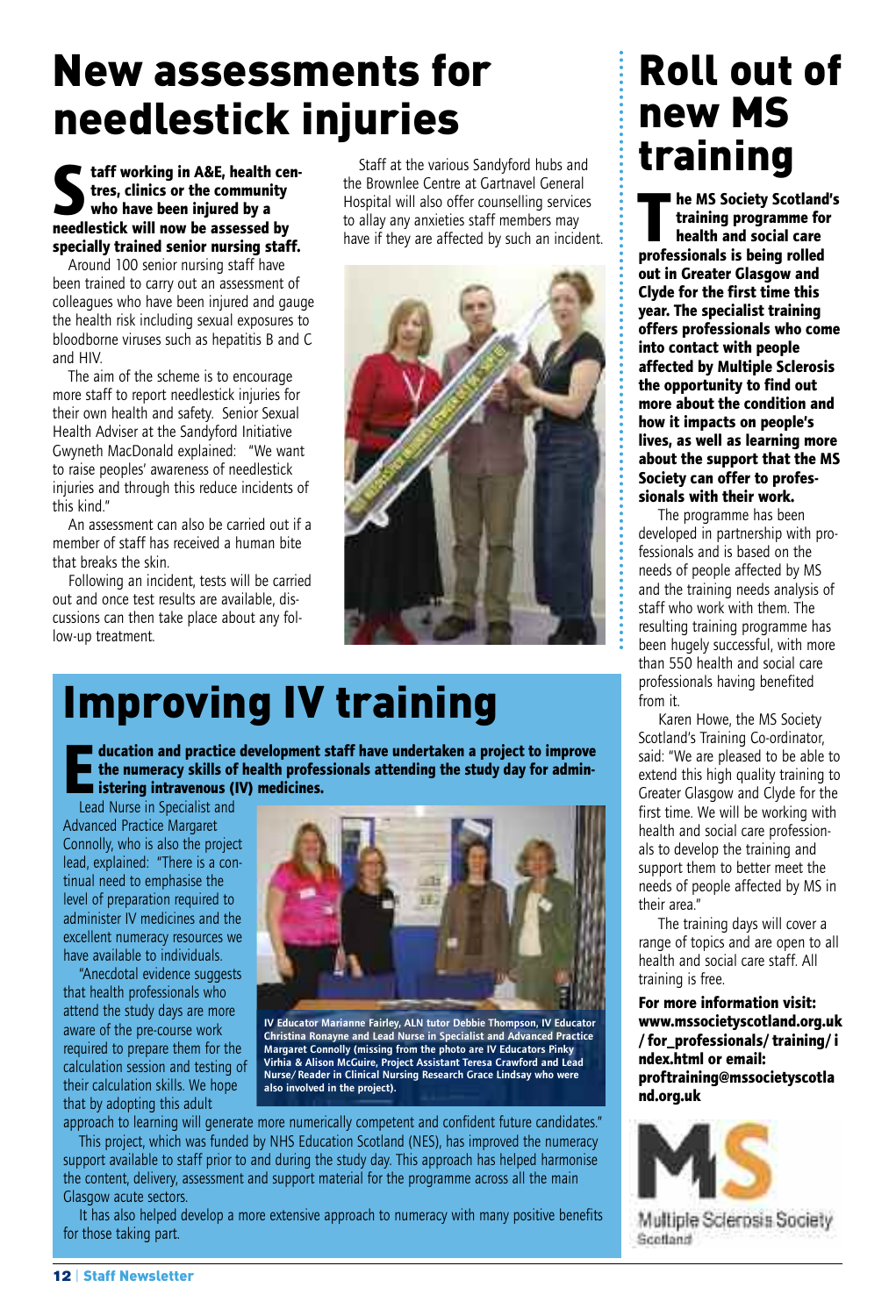# New assessments for needlestick injuries

**Staff working in A&E, health centres, clinics or the community who have been injured by a needlestick will now be assessed by specially trained senior nursing staff.**

Around 100 senior nursing staff have been trained to carry out an assessment of colleagues who have been injured and gauge the health risk including sexual exposures to bloodborne viruses such as hepatitis B and C and HIV.

The aim of the scheme is to encourage more staff to report needlestick injuries for their own health and safety. Senior Sexual Health Adviser at the Sandyford Initiative Gwyneth MacDonald explained: "We want to raise peoples' awareness of needlestick injuries and through this reduce incidents of this kind."

An assessment can also be carried out if a member of staff has received a human bite that breaks the skin.

Following an incident, tests will be carried out and once test results are available, discussions can then take place about any follow-up treatment.

Staff at the various Sandyford hubs and the Brownlee Centre at Gartnavel General Hospital will also offer counselling services to allay any anxieties staff members may have if they are affected by such an incident.

# Improving IV training

**Education and practice development staff have undertaken a project to improve the numeracy skills of health professionals attending the study day for administering intravenous (IV) medicines.**

Lead Nurse in Specialist and Advanced Practice Margaret Connolly, who is also the project lead, explained: "There is a continual need to emphasise the level of preparation required to administer IV medicines and the excellent numeracy resources we have available to individuals.

"Anecdotal evidence suggests that health professionals who attend the study days are more aware of the pre-course work required to prepare them for the calculation session and testing of their calculation skills. We hope that by adopting this adult approach to learning will generate more numerically competent and confident future candidates."

**IV Educator Marianne Fairley, ALN tutor Debbie Thompson, IV Educator Christina Ronayne and Lead Nurse in Specialist and Advanced Practice Margaret Connolly (missing from the photo are IV Educators Pinky Virhia & Alison McGuire, Project Assistant Teresa Crawford and Lead Nurse/Reader in Clinical Nursing Research Grace Lindsay who were also involved in the project).**

This project, which was funded by NHS Education Scotland (NES), has improved the numeracy support available to staff prior to and during the study day. This approach has helped harmonise the content, delivery, assessment and support material for the programme across all the main Glasgow acute sectors.

It has also helped develop a more extensive approach to numeracy with many positive benefits for those taking part.

# Roll out of new MS training

**The MS Society Scotland's training programme for health and social care professionals is being rolled out in Greater Glasgow and Clyde for the first time this year. The specialist training offers professionals who come into contact with people affected by Multiple Sclerosis the opportunity to find out more about the condition and how it impacts on people's lives, as well as learning more about the support that the MS Society can offer to professionals with their work.**

The programme has been developed in partnership with professionals and is based on the needs of people affected by MS and the training needs analysis of staff who work with them. The resulting training programme has been hugely successful, with more than 550 health and social care professionals having benefited from it.

Karen Howe, the MS Society Scotland's Training Co-ordinator, said: "We are pleased to be able to extend this high quality training to Greater Glasgow and Clyde for the first time. We will be working with health and social care professionals to develop the training and support them to better meet the needs of people affected by MS in their area."

The training days will cover a range of topics and are open to all health and social care staff. All training is free.

**For more information visit: www.mssocietyscotland.org.uk/for_professionals/training/index.html or email: proftraining@mssocietyscotland.org.uk**

MS
Multiple Sclerosis Society
Scotland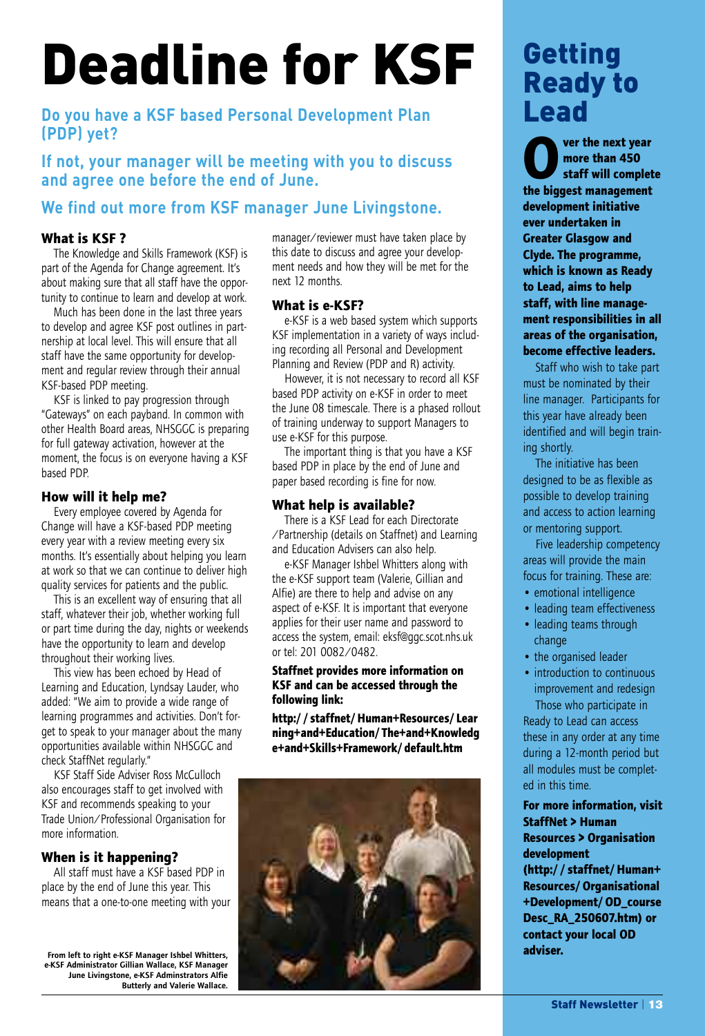# Deadline for KSF

## Do you have a KSF based Personal Development Plan (PDP) yet?

## If not, your manager will be meeting with you to discuss and agree one before the end of June.

## We find out more from KSF manager June Livingstone.

### What is KSF ?

The Knowledge and Skills Framework (KSF) is part of the Agenda for Change agreement. It's about making sure that all staff have the opportunity to continue to learn and develop at work.

Much has been done in the last three years to develop and agree KSF post outlines in partnership at local level. This will ensure that all staff have the same opportunity for development and regular review through their annual KSF-based PDP meeting.

KSF is linked to pay progression through "Gateways" on each payband. In common with other Health Board areas, NHSGGC is preparing for full gateway activation, however at the moment, the focus is on everyone having a KSF based PDP.

### How will it help me?

Every employee covered by Agenda for Change will have a KSF-based PDP meeting every year with a review meeting every six months. It's essentially about helping you learn at work so that we can continue to deliver high quality services for patients and the public.

This is an excellent way of ensuring that all staff, whatever their job, whether working full or part time during the day, nights or weekends have the opportunity to learn and develop throughout their working lives.

This view has been echoed by Head of Learning and Education, Lyndsay Lauder, who added: "We aim to provide a wide range of learning programmes and activities. Don't forget to speak to your manager about the many opportunities available within NHSGGC and check StaffNet regularly."

KSF Staff Side Adviser Ross McCulloch also encourages staff to get involved with KSF and recommends speaking to your Trade Union/Professional Organisation for more information.

### When is it happening?

All staff must have a KSF based PDP in place by the end of June this year. This means that a one-to-one meeting with your manager/reviewer must have taken place by this date to discuss and agree your development needs and how they will be met for the next 12 months.

### What is e-KSF?

e-KSF is a web based system which supports KSF implementation in a variety of ways including recording all Personal and Development Planning and Review (PDP and R) activity.

However, it is not necessary to record all KSF based PDP activity on e-KSF in order to meet the June 08 timescale. There is a phased rollout of training underway to support Managers to use e-KSF for this purpose.

The important thing is that you have a KSF based PDP in place by the end of June and paper based recording is fine for now.

### What help is available?

There is a KSF Lead for each Directorate /Partnership (details on Staffnet) and Learning and Education Advisers can also help.

e-KSF Manager Ishbel Whitters along with the e-KSF support team (Valerie, Gillian and Alfie) are there to help and advise on any aspect of e-KSF. It is important that everyone applies for their user name and password to access the system, email: eksf@ggc.scot.nhs.uk or tel: 201 0082/0482.

**Staffnet provides more information on KSF and can be accessed through the following link:**

**http://staffnet/Human+Resources/Learning+and+Education/The+and+Knowledge+and+Skills+Framework/default.htm**

From left to right e-KSF Manager Ishbel Whitters, e-KSF Administrator Gillian Wallace, KSF Manager June Livingstone, e-KSF Adminstrators Alfie Butterly and Valerie Wallace.

# Getting Ready to Lead

**Over the next year more than 450 staff will complete the biggest management development initiative ever undertaken in Greater Glasgow and Clyde. The programme, which is known as Ready to Lead, aims to help staff, with line management responsibilities in all areas of the organisation, become effective leaders.**

Staff who wish to take part must be nominated by their line manager. Participants for this year have already been identified and will begin training shortly.

The initiative has been designed to be as flexible as possible to develop training and access to action learning or mentoring support.

Five leadership competency areas will provide the main focus for training. These are:

- emotional intelligence
- leading team effectiveness
- leading teams through change
- the organised leader
- introduction to continuous improvement and redesign

Those who participate in Ready to Lead can access these in any order at any time during a 12-month period but all modules must be completed in this time.

**For more information, visit StaffNet > Human Resources > Organisation development (http://staffnet/Human+Resources/Organisational+Development/OD_courseDesc_RA_250607.htm) or contact your local OD adviser.**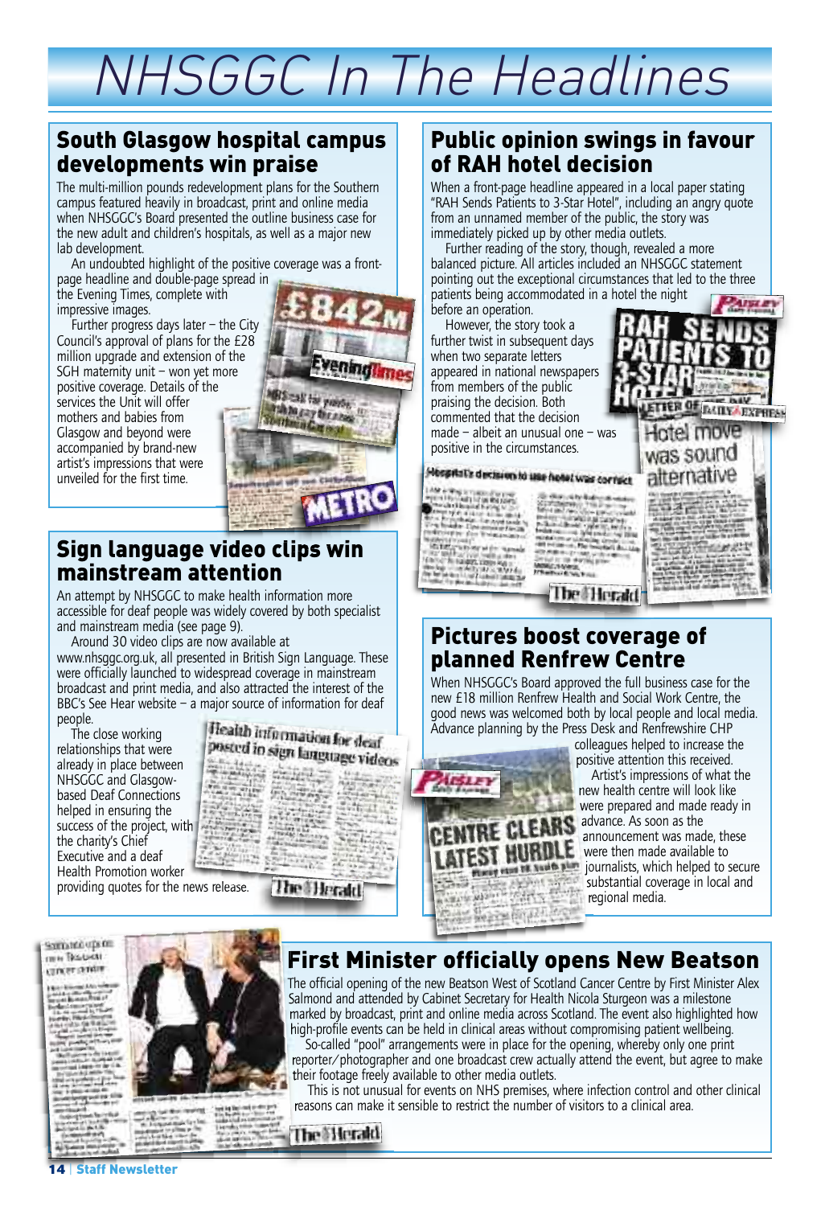# NHSGGC In The Headlines

## South Glasgow hospital campus developments win praise

The multi-million pounds redevelopment plans for the Southern campus featured heavily in broadcast, print and online media when NHSGGC's Board presented the outline business case for the new adult and children's hospitals, as well as a major new lab development.

An undoubted highlight of the positive coverage was a front-page headline and double-page spread in the Evening Times, complete with impressive images.

Further progress days later – the City Council's approval of plans for the £28 million upgrade and extension of the SGH maternity unit – won yet more positive coverage. Details of the services the Unit will offer mothers and babies from Glasgow and beyond were accompanied by brand-new artist's impressions that were unveiled for the first time.

## Sign language video clips win mainstream attention

An attempt by NHSGGC to make health information more accessible for deaf people was widely covered by both specialist and mainstream media (see page 9).

Around 30 video clips are now available at www.nhsggc.org.uk, all presented in British Sign Language. These were officially launched to widespread coverage in mainstream broadcast and print media, and also attracted the interest of the BBC's See Hear website – a major source of information for deaf people.

The close working relationships that were already in place between NHSGGC and Glasgow-based Deaf Connections helped in ensuring the success of the project, with the charity's Chief Executive and a deaf Health Promotion worker providing quotes for the news release.

## Public opinion swings in favour of RAH hotel decision

When a front-page headline appeared in a local paper stating "RAH Sends Patients to 3-Star Hotel", including an angry quote from an unnamed member of the public, the story was immediately picked up by other media outlets.

Further reading of the story, though, revealed a more balanced picture. All articles included an NHSGGC statement pointing out the exceptional circumstances that led to the three patients being accommodated in a hotel the night before an operation.

However, the story took a further twist in subsequent days when two separate letters appeared in national newspapers from members of the public praising the decision. Both commented that the decision made – albeit an unusual one – was positive in the circumstances.

## Pictures boost coverage of planned Renfrew Centre

When NHSGGC's Board approved the full business case for the new £18 million Renfrew Health and Social Work Centre, the good news was welcomed both by local people and local media. Advance planning by the Press Desk and Renfrewshire CHP colleagues helped to increase the positive attention this received.

Artist's impressions of what the new health centre will look like were prepared and made ready in advance. As soon as the announcement was made, these were then made available to journalists, which helped to secure substantial coverage in local and regional media.

## First Minister officially opens New Beatson

The official opening of the new Beatson West of Scotland Cancer Centre by First Minister Alex Salmond and attended by Cabinet Secretary for Health Nicola Sturgeon was a milestone marked by broadcast, print and online media across Scotland. The event also highlighted how high-profile events can be held in clinical areas without compromising patient wellbeing.

So-called "pool" arrangements were in place for the opening, whereby only one print reporter/photographer and one broadcast crew actually attend the event, but agree to make their footage freely available to other media outlets.

This is not unusual for events on NHS premises, where infection control and other clinical reasons can make it sensible to restrict the number of visitors to a clinical area.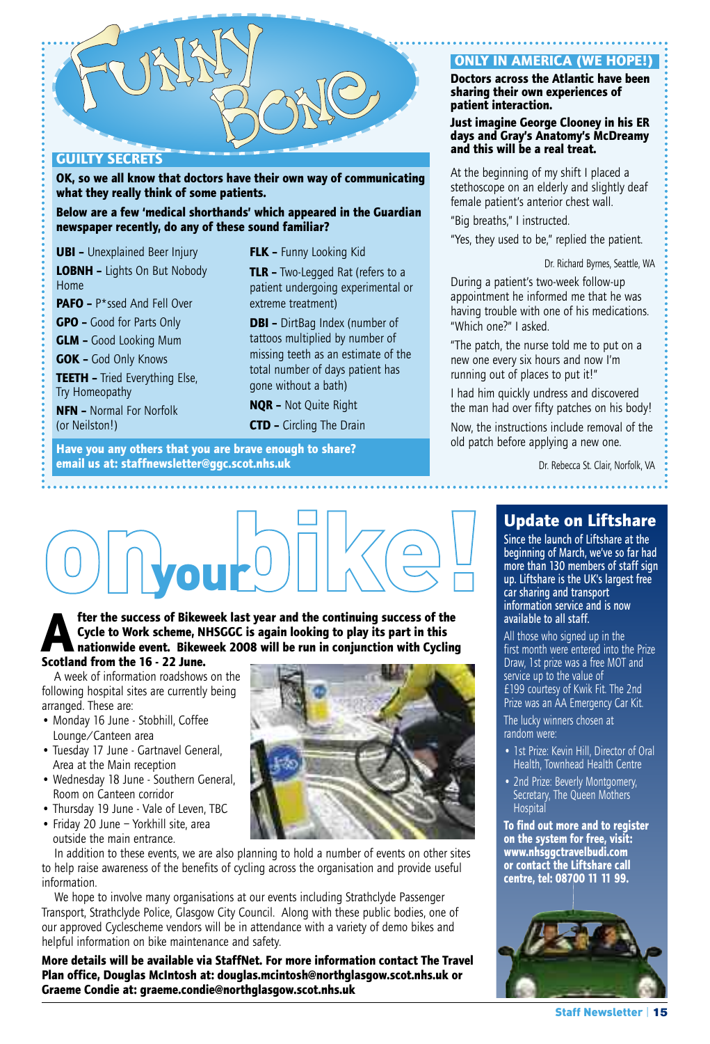# Funny Bone

## GUILTY SECRETS

**OK, so we all know that doctors have their own way of communicating what they really think of some patients.**

**Below are a few 'medical shorthands' which appeared in the Guardian newspaper recently, do any of these sound familiar?**

- **UBI –** Unexplained Beer Injury
- **LOBNH –** Lights On But Nobody Home
- **PAFO –** P*ssed And Fell Over
- **GPO –** Good for Parts Only
- **GLM –** Good Looking Mum
- **GOK –** God Only Knows
- **TEETH –** Tried Everything Else, Try Homeopathy
- **NFN –** Normal For Norfolk (or Neilston!)
- **FLK –** Funny Looking Kid
- **TLR –** Two-Legged Rat (refers to a patient undergoing experimental or extreme treatment)
- **DBI –** DirtBag Index (number of tattoos multiplied by number of missing teeth as an estimate of the total number of days patient has gone without a bath)
- **NQR –** Not Quite Right
- **CTD –** Circling The Drain

**Have you any others that you are brave enough to share? email us at: staffnewsletter@ggc.scot.nhs.uk**

## ONLY IN AMERICA (WE HOPE!)

**Doctors across the Atlantic have been sharing their own experiences of patient interaction.**

**Just imagine George Clooney in his ER days and Gray's Anatomy's McDreamy and this will be a real treat.**

At the beginning of my shift I placed a stethoscope on an elderly and slightly deaf female patient's anterior chest wall.

"Big breaths," I instructed.

"Yes, they used to be," replied the patient.

Dr. Richard Byrnes, Seattle, WA

During a patient's two-week follow-up appointment he informed me that he was having trouble with one of his medications. "Which one?" I asked.

"The patch, the nurse told me to put on a new one every six hours and now I'm running out of places to put it!"

I had him quickly undress and discovered the man had over fifty patches on his body!

Now, the instructions include removal of the old patch before applying a new one.

Dr. Rebecca St. Clair, Norfolk, VA

# On your bike!

**After the success of Bikeweek last year and the continuing success of the Cycle to Work scheme, NHSGGC is again looking to play its part in this nationwide event. Bikeweek 2008 will be run in conjunction with Cycling Scotland from the 16 - 22 June.**

A week of information roadshows on the following hospital sites are currently being arranged. These are:

- Monday 16 June - Stobhill, Coffee Lounge/Canteen area
- Tuesday 17 June - Gartnavel General, Area at the Main reception
- Wednesday 18 June - Southern General, Room on Canteen corridor
- Thursday 19 June - Vale of Leven, TBC
- Friday 20 June – Yorkhill site, area outside the main entrance.

In addition to these events, we are also planning to hold a number of events on other sites to help raise awareness of the benefits of cycling across the organisation and provide useful information.

We hope to involve many organisations at our events including Strathclyde Passenger Transport, Strathclyde Police, Glasgow City Council. Along with these public bodies, one of our approved Cyclescheme vendors will be in attendance with a variety of demo bikes and helpful information on bike maintenance and safety.

**More details will be available via StaffNet. For more information contact The Travel Plan office, Douglas McIntosh at: douglas.mcintosh@northglasgow.scot.nhs.uk or Graeme Condie at: graeme.condie@northglasgow.scot.nhs.uk**

## Update on Liftshare

Since the launch of Liftshare at the beginning of March, we've so far had more than 130 members of staff sign up. Liftshare is the UK's largest free car sharing and transport information service and is now available to all staff.

All those who signed up in the first month were entered into the Prize Draw, 1st prize was a free MOT and service up to the value of £199 courtesy of Kwik Fit. The 2nd Prize was an AA Emergency Car Kit.

The lucky winners chosen at random were:

- 1st Prize: Kevin Hill, Director of Oral Health, Townhead Health Centre
- 2nd Prize: Beverly Montgomery, Secretary, The Queen Mothers Hospital

**To find out more and to register on the system for free, visit: www.nhsggctravelbudi.com or contact the Liftshare call centre, tel: 08700 11 11 99.**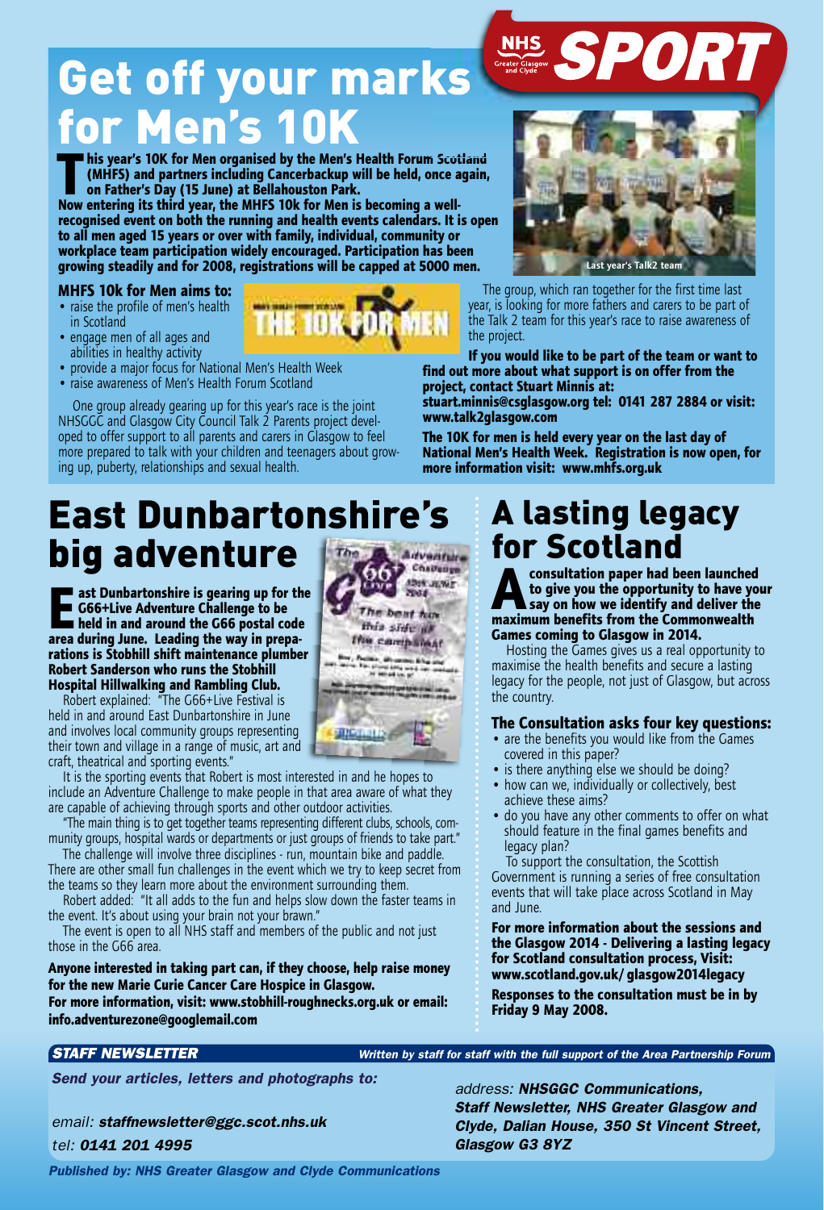NHS Greater Glasgow and Clyde SPORT

# Get off your marks for Men's 10K

**This year's 10K for Men organised by the Men's Health Forum Scotland (MHFS) and partners including Cancerbackup will be held, once again, on Father's Day (15 June) at Bellahouston Park.**

**Now entering its third year, the MHFS 10k for Men is becoming a well-recognised event on both the running and health events calendars. It is open to all men aged 15 years or over with family, individual, community or workplace team participation widely encouraged. Participation has been growing steadily and for 2008, registrations will be capped at 5000 men.**

### MHFS 10k for Men aims to:

- raise the profile of men's health in Scotland
- engage men of all ages and abilities in healthy activity
- provide a major focus for National Men's Health Week
- raise awareness of Men's Health Forum Scotland

One group already gearing up for this year's race is the joint NHSGGC and Glasgow City Council Talk 2 Parents project developed to offer support to all parents and carers in Glasgow to feel more prepared to talk with your children and teenagers about growing up, puberty, relationships and sexual health.

Last year's Talk2 team

The group, which ran together for the first time last year, is looking for more fathers and carers to be part of the Talk 2 team for this year's race to raise awareness of the project.

**If you would like to be part of the team or want to find out more about what support is on offer from the project, contact Stuart Minnis at: stuart.minnis@csglasgow.org tel: 0141 287 2884 or visit: www.talk2glasgow.com**

**The 10K for men is held every year on the last day of National Men's Health Week. Registration is now open, for more information visit: www.mhfs.org.uk**

# East Dunbartonshire's big adventure

**East Dunbartonshire is gearing up for the G66+Live Adventure Challenge to be held in and around the G66 postal code area during June. Leading the way in preparations is Stobhill shift maintenance plumber Robert Sanderson who runs the Stobhill Hospital Hillwalking and Rambling Club.**

Robert explained: "The G66+Live Festival is held in and around East Dunbartonshire in June and involves local community groups representing their town and village in a range of music, art and craft, theatrical and sporting events."

It is the sporting events that Robert is most interested in and he hopes to include an Adventure Challenge to make people in that area aware of what they are capable of achieving through sports and other outdoor activities.

"The main thing is to get together teams representing different clubs, schools, community groups, hospital wards or departments or just groups of friends to take part."

The challenge will involve three disciplines - run, mountain bike and paddle. There are other small fun challenges in the event which we try to keep secret from the teams so they learn more about the environment surrounding them.

Robert added: "It all adds to the fun and helps slow down the faster teams in the event. It's about using your brain not your brawn."

The event is open to all NHS staff and members of the public and not just those in the G66 area.

**Anyone interested in taking part can, if they choose, help raise money for the new Marie Curie Cancer Care Hospice in Glasgow.**

**For more information, visit: www.stobhill-roughnecks.org.uk or email: info.adventurezone@googlemail.com**

# A lasting legacy for Scotland

**A consultation paper had been launched to give you the opportunity to have your say on how we identify and deliver the maximum benefits from the Commonwealth Games coming to Glasgow in 2014.**

Hosting the Games gives us a real opportunity to maximise the health benefits and secure a lasting legacy for the people, not just of Glasgow, but across the country.

### The Consultation asks four key questions:

- are the benefits you would like from the Games covered in this paper?
- is there anything else we should be doing?
- how can we, individually or collectively, best achieve these aims?
- do you have any other comments to offer on what should feature in the final games benefits and legacy plan?

To support the consultation, the Scottish Government is running a series of free consultation events that will take place across Scotland in May and June.

**For more information about the sessions and the Glasgow 2014 - Delivering a lasting legacy for Scotland consultation process, Visit: www.scotland.gov.uk/ glasgow2014legacy**

**Responses to the consultation must be in by Friday 9 May 2008.**

***STAFF NEWSLETTER*** *Written by staff for staff with the full support of the Area Partnership Forum*

*Send your articles, letters and photographs to:*

*email:* ***staffnewsletter@ggc.scot.nhs.uk***
*tel:* ***0141 201 4995***

*address:* ***NHSGGC Communications, Staff Newsletter, NHS Greater Glasgow and Clyde, Dalian House, 350 St Vincent Street, Glasgow G3 8YZ***

***Published by: NHS Greater Glasgow and Clyde Communications***